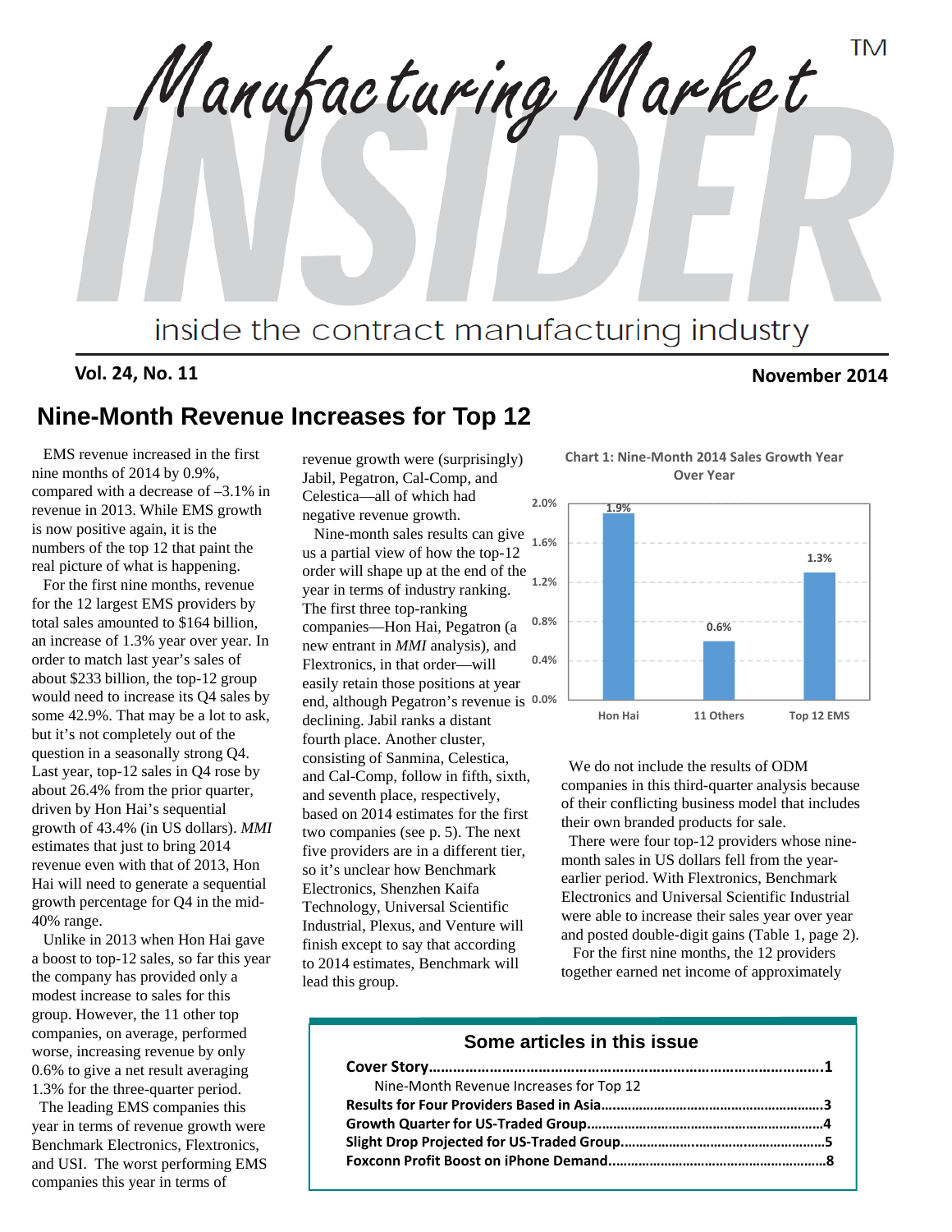# Manufacturing Market INSIDER™

inside the contract manufacturing industry

**Vol. 24, No. 11** **November 2014**

## Nine-Month Revenue Increases for Top 12

EMS revenue increased in the first nine months of 2014 by 0.9%, compared with a decrease of –3.1% in revenue in 2013. While EMS growth is now positive again, it is the numbers of the top 12 that paint the real picture of what is happening.

For the first nine months, revenue for the 12 largest EMS providers by total sales amounted to $164 billion, an increase of 1.3% year over year. In order to match last year's sales of about $233 billion, the top-12 group would need to increase its Q4 sales by some 42.9%. That may be a lot to ask, but it's not completely out of the question in a seasonally strong Q4. Last year, top-12 sales in Q4 rose by about 26.4% from the prior quarter, driven by Hon Hai's sequential growth of 43.4% (in US dollars). *MMI* estimates that just to bring 2014 revenue even with that of 2013, Hon Hai will need to generate a sequential growth percentage for Q4 in the mid-40% range.

Unlike in 2013 when Hon Hai gave a boost to top-12 sales, so far this year the company has provided only a modest increase to sales for this group. However, the 11 other top companies, on average, performed worse, increasing revenue by only 0.6% to give a net result averaging 1.3% for the three-quarter period.

The leading EMS companies this year in terms of revenue growth were Benchmark Electronics, Flextronics, and USI. The worst performing EMS companies this year in terms of revenue growth were (surprisingly) Jabil, Pegatron, Cal-Comp, and Celestica—all of which had negative revenue growth.

Nine-month sales results can give us a partial view of how the top-12 order will shape up at the end of the year in terms of industry ranking. The first three top-ranking companies—Hon Hai, Pegatron (a new entrant in *MMI* analysis), and Flextronics, in that order—will easily retain those positions at year end, although Pegatron's revenue is declining. Jabil ranks a distant fourth place. Another cluster, consisting of Sanmina, Celestica, and Cal-Comp, follow in fifth, sixth, and seventh place, respectively, based on 2014 estimates for the first two companies (see p. 5). The next five providers are in a different tier, so it's unclear how Benchmark Electronics, Shenzhen Kaifa Technology, Universal Scientific Industrial, Plexus, and Venture will finish except to say that according to 2014 estimates, Benchmark will lead this group.

**Chart 1: Nine-Month 2014 Sales Growth Year Over Year**

| | Hon Hai | 11 Others | Top 12 EMS |
|---|---|---|---|
| Growth | 1.9% | 0.6% | 1.3% |

We do not include the results of ODM companies in this third-quarter analysis because of their conflicting business model that includes their own branded products for sale.

There were four top-12 providers whose nine-month sales in US dollars fell from the year-earlier period. With Flextronics, Benchmark Electronics and Universal Scientific Industrial were able to increase their sales year over year and posted double-digit gains (Table 1, page 2).

For the first nine months, the 12 providers together earned net income of approximately

### Some articles in this issue

**Cover Story……………………………………………………………………………1**
Nine-Month Revenue Increases for Top 12
**Results for Four Providers Based in Asia…………………………………………3**
**Growth Quarter for US-Traded Group………………………………………………4**
**Slight Drop Projected for US-Traded Group………………………………………5**
**Foxconn Profit Boost on iPhone Demand…………………………………………8**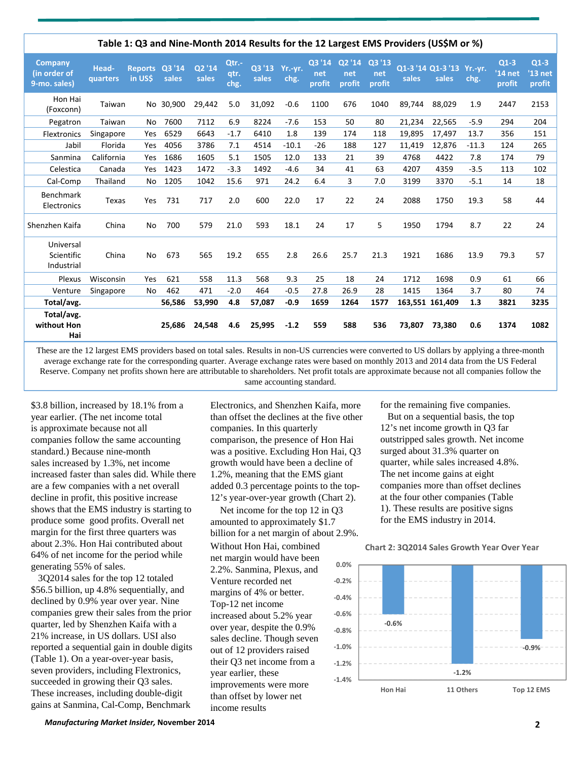**Table 1: Q3 and Nine-Month 2014 Results for the 12 Largest EMS Providers (US$M or %)**

| Company (in order of 9-mo. sales) | Head-quarters | Reports in US$ | Q3 '14 sales | Q2 '14 sales | Qtr.-qtr. chg. | Q3 '13 sales | Yr.-yr. chg. | Q3 '14 net profit | Q2 '14 net profit | Q3 '13 net profit | Q1-3 '14 sales | Q1-3 '13 sales | Yr.-yr. chg. | Q1-3 '14 net profit | Q1-3 '13 net profit |
|---|---|---|---|---|---|---|---|---|---|---|---|---|---|---|---|
| Hon Hai (Foxconn) | Taiwan | No | 30,900 | 29,442 | 5.0 | 31,092 | -0.6 | 1100 | 676 | 1040 | 89,744 | 88,029 | 1.9 | 2447 | 2153 |
| Pegatron | Taiwan | No | 7600 | 7112 | 6.9 | 8224 | -7.6 | 153 | 50 | 80 | 21,234 | 22,565 | -5.9 | 294 | 204 |
| Flextronics | Singapore | Yes | 6529 | 6643 | -1.7 | 6410 | 1.8 | 139 | 174 | 118 | 19,895 | 17,497 | 13.7 | 356 | 151 |
| Jabil | Florida | Yes | 4056 | 3786 | 7.1 | 4514 | -10.1 | -26 | 188 | 127 | 11,419 | 12,876 | -11.3 | 124 | 265 |
| Sanmina | California | Yes | 1686 | 1605 | 5.1 | 1505 | 12.0 | 133 | 21 | 39 | 4768 | 4422 | 7.8 | 174 | 79 |
| Celestica | Canada | Yes | 1423 | 1472 | -3.3 | 1492 | -4.6 | 34 | 41 | 63 | 4207 | 4359 | -3.5 | 113 | 102 |
| Cal-Comp | Thailand | No | 1205 | 1042 | 15.6 | 971 | 24.2 | 6.4 | 3 | 7.0 | 3199 | 3370 | -5.1 | 14 | 18 |
| Benchmark Electronics | Texas | Yes | 731 | 717 | 2.0 | 600 | 22.0 | 17 | 22 | 24 | 2088 | 1750 | 19.3 | 58 | 44 |
| Shenzhen Kaifa | China | No | 700 | 579 | 21.0 | 593 | 18.1 | 24 | 17 | 5 | 1950 | 1794 | 8.7 | 22 | 24 |
| Universal Scientific Industrial | China | No | 673 | 565 | 19.2 | 655 | 2.8 | 26.6 | 25.7 | 21.3 | 1921 | 1686 | 13.9 | 79.3 | 57 |
| Plexus | Wisconsin | Yes | 621 | 558 | 11.3 | 568 | 9.3 | 25 | 18 | 24 | 1712 | 1698 | 0.9 | 61 | 66 |
| Venture | Singapore | No | 462 | 471 | -2.0 | 464 | -0.5 | 27.8 | 26.9 | 28 | 1415 | 1364 | 3.7 | 80 | 74 |
| **Total/avg.** | | | **56,586** | **53,990** | **4.8** | **57,087** | **-0.9** | **1659** | **1264** | **1577** | **163,551** | **161,409** | **1.3** | **3821** | **3235** |
| **Total/avg. without Hon Hai** | | | **25,686** | **24,548** | **4.6** | **25,995** | **-1.2** | **559** | **588** | **536** | **73,807** | **73,380** | **0.6** | **1374** | **1082** |

These are the 12 largest EMS providers based on total sales. Results in non-US currencies were converted to US dollars by applying a three-month average exchange rate for the corresponding quarter. Average exchange rates were based on monthly 2013 and 2014 data from the US Federal Reserve. Company net profits shown here are attributable to shareholders. Net profit totals are approximate because not all companies follow the same accounting standard.

$3.8 billion, increased by 18.1% from a year earlier. (The net income total is approximate because not all companies follow the same accounting standard.) Because nine-month sales increased by 1.3%, net income increased faster than sales did. While there are a few companies with a net overall decline in profit, this positive increase shows that the EMS industry is starting to produce some good profits. Overall net margin for the first three quarters was about 2.3%. Hon Hai contributed about 64% of net income for the period while generating 55% of sales.

3Q2014 sales for the top 12 totaled $56.5 billion, up 4.8% sequentially, and declined by 0.9% year over year. Nine companies grew their sales from the prior quarter, led by Shenzhen Kaifa with a 21% increase, in US dollars. USI also reported a sequential gain in double digits (Table 1). On a year-over-year basis, seven providers, including Flextronics, succeeded in growing their Q3 sales. These increases, including double-digit gains at Sanmina, Cal-Comp, Benchmark Electronics, and Shenzhen Kaifa, more than offset the declines at the five other companies. In this quarterly comparison, the presence of Hon Hai was a positive. Excluding Hon Hai, Q3 growth would have been a decline of 1.2%, meaning that the EMS giant added 0.3 percentage points to the top-12's year-over-year growth (Chart 2).

Net income for the top 12 in Q3 amounted to approximately $1.7 billion for a net margin of about 2.9%. Without Hon Hai, combined net margin would have been 2.2%. Sanmina, Plexus, and Venture recorded net margins of 4% or better. Top-12 net income increased about 5.2% year over year, despite the 0.9% sales decline. Though seven out of 12 providers raised their Q3 net income from a year earlier, these improvements were more than offset by lower net income results for the remaining five companies.

But on a sequential basis, the top 12's net income growth in Q3 far outstripped sales growth. Net income surged about 31.3% quarter on quarter, while sales increased 4.8%. The net income gains at eight companies more than offset declines at the four other companies (Table 1). These results are positive signs for the EMS industry in 2014.

**Chart 2: 3Q2014 Sales Growth Year Over Year**

| | Hon Hai | 11 Others | Top 12 EMS |
|---|---|---|---|
| Growth | -0.6% | -1.2% | -0.9% |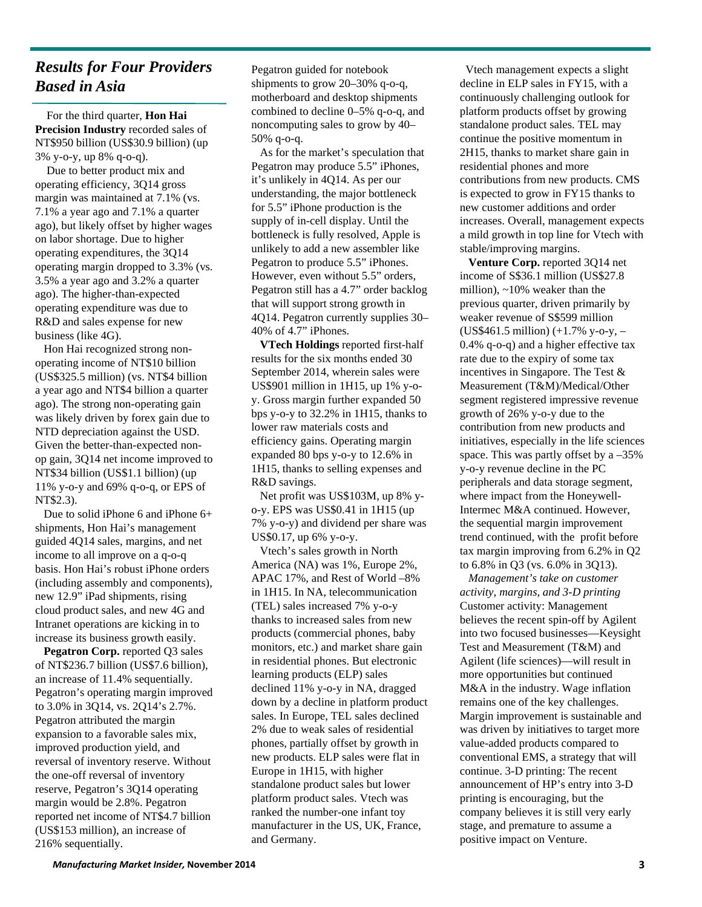## *Results for Four Providers Based in Asia*

For the third quarter, **Hon Hai Precision Industry** recorded sales of NT$950 billion (US$30.9 billion) (up 3% y-o-y, up 8% q-o-q).

Due to better product mix and operating efficiency, 3Q14 gross margin was maintained at 7.1% (vs. 7.1% a year ago and 7.1% a quarter ago), but likely offset by higher wages on labor shortage. Due to higher operating expenditures, the 3Q14 operating margin dropped to 3.3% (vs. 3.5% a year ago and 3.2% a quarter ago). The higher-than-expected operating expenditure was due to R&D and sales expense for new business (like 4G).

Hon Hai recognized strong non-operating income of NT$10 billion (US$325.5 million) (vs. NT$4 billion a year ago and NT$4 billion a quarter ago). The strong non-operating gain was likely driven by forex gain due to NTD depreciation against the USD. Given the better-than-expected non-op gain, 3Q14 net income improved to NT$34 billion (US$1.1 billion) (up 11% y-o-y and 69% q-o-q, or EPS of NT$2.3).

Due to solid iPhone 6 and iPhone 6+ shipments, Hon Hai's management guided 4Q14 sales, margins, and net income to all improve on a q-o-q basis. Hon Hai's robust iPhone orders (including assembly and components), new 12.9" iPad shipments, rising cloud product sales, and new 4G and Intranet operations are kicking in to increase its business growth easily.

**Pegatron Corp.** reported Q3 sales of NT$236.7 billion (US$7.6 billion), an increase of 11.4% sequentially. Pegatron's operating margin improved to 3.0% in 3Q14, vs. 2Q14's 2.7%. Pegatron attributed the margin expansion to a favorable sales mix, improved production yield, and reversal of inventory reserve. Without the one-off reversal of inventory reserve, Pegatron's 3Q14 operating margin would be 2.8%. Pegatron reported net income of NT$4.7 billion (US$153 million), an increase of 216% sequentially.

Pegatron guided for notebook shipments to grow 20–30% q-o-q, motherboard and desktop shipments combined to decline 0–5% q-o-q, and noncomputing sales to grow by 40–50% q-o-q.

As for the market's speculation that Pegatron may produce 5.5" iPhones, it's unlikely in 4Q14. As per our understanding, the major bottleneck for 5.5" iPhone production is the supply of in-cell display. Until the bottleneck is fully resolved, Apple is unlikely to add a new assembler like Pegatron to produce 5.5" iPhones. However, even without 5.5" orders, Pegatron still has a 4.7" order backlog that will support strong growth in 4Q14. Pegatron currently supplies 30–40% of 4.7" iPhones.

**VTech Holdings** reported first-half results for the six months ended 30 September 2014, wherein sales were US$901 million in 1H15, up 1% y-o-y. Gross margin further expanded 50 bps y-o-y to 32.2% in 1H15, thanks to lower raw materials costs and efficiency gains. Operating margin expanded 80 bps y-o-y to 12.6% in 1H15, thanks to selling expenses and R&D savings.

Net profit was US$103M, up 8% y-o-y. EPS was US$0.41 in 1H15 (up 7% y-o-y) and dividend per share was US$0.17, up 6% y-o-y.

Vtech's sales growth in North America (NA) was 1%, Europe 2%, APAC 17%, and Rest of World –8% in 1H15. In NA, telecommunication (TEL) sales increased 7% y-o-y thanks to increased sales from new products (commercial phones, baby monitors, etc.) and market share gain in residential phones. But electronic learning products (ELP) sales declined 11% y-o-y in NA, dragged down by a decline in platform product sales. In Europe, TEL sales declined 2% due to weak sales of residential phones, partially offset by growth in new products. ELP sales were flat in Europe in 1H15, with higher standalone product sales but lower platform product sales. Vtech was ranked the number-one infant toy manufacturer in the US, UK, France, and Germany.

Vtech management expects a slight decline in ELP sales in FY15, with a continuously challenging outlook for platform products offset by growing standalone product sales. TEL may continue the positive momentum in 2H15, thanks to market share gain in residential phones and more contributions from new products. CMS is expected to grow in FY15 thanks to new customer additions and order increases. Overall, management expects a mild growth in top line for Vtech with stable/improving margins.

**Venture Corp.** reported 3Q14 net income of S$36.1 million (US$27.8 million), ~10% weaker than the previous quarter, driven primarily by weaker revenue of S$599 million (US$461.5 million) (+1.7% y-o-y, –0.4% q-o-q) and a higher effective tax rate due to the expiry of some tax incentives in Singapore. The Test & Measurement (T&M)/Medical/Other segment registered impressive revenue growth of 26% y-o-y due to the contribution from new products and initiatives, especially in the life sciences space. This was partly offset by a –35% y-o-y revenue decline in the PC peripherals and data storage segment, where impact from the Honeywell-Intermec M&A continued. However, the sequential margin improvement trend continued, with the profit before tax margin improving from 6.2% in Q2 to 6.8% in Q3 (vs. 6.0% in 3Q13).

*Management's take on customer activity, margins, and 3-D printing*
Customer activity: Management believes the recent spin-off by Agilent into two focused businesses—Keysight Test and Measurement (T&M) and Agilent (life sciences)—will result in more opportunities but continued M&A in the industry. Wage inflation remains one of the key challenges. Margin improvement is sustainable and was driven by initiatives to target more value-added products compared to conventional EMS, a strategy that will continue. 3-D printing: The recent announcement of HP's entry into 3-D printing is encouraging, but the company believes it is still very early stage, and premature to assume a positive impact on Venture.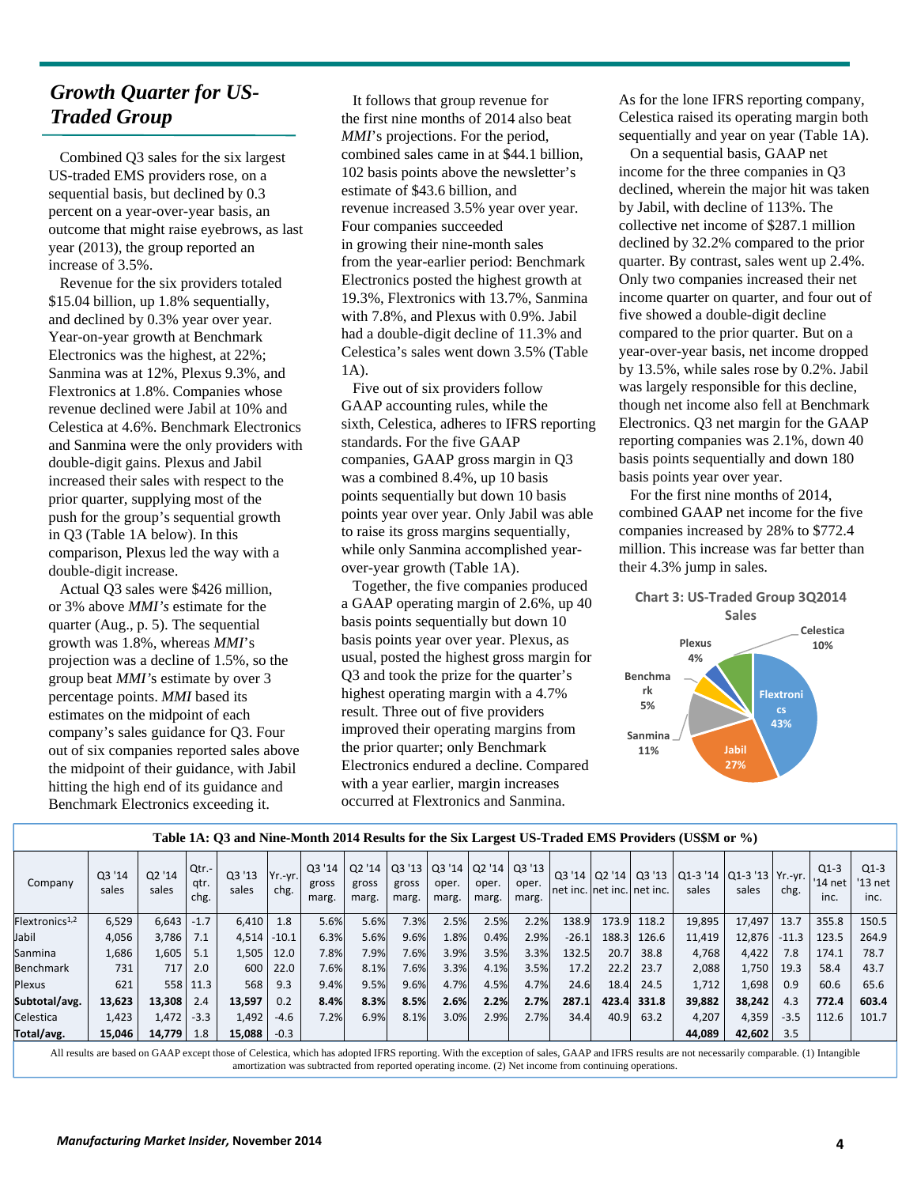## *Growth Quarter for US-Traded Group*

Combined Q3 sales for the six largest US-traded EMS providers rose, on a sequential basis, but declined by 0.3 percent on a year-over-year basis, an outcome that might raise eyebrows, as last year (2013), the group reported an increase of 3.5%.

Revenue for the six providers totaled $15.04 billion, up 1.8% sequentially, and declined by 0.3% year over year. Year-on-year growth at Benchmark Electronics was the highest, at 22%; Sanmina was at 12%, Plexus 9.3%, and Flextronics at 1.8%. Companies whose revenue declined were Jabil at 10% and Celestica at 4.6%. Benchmark Electronics and Sanmina were the only providers with double-digit gains. Plexus and Jabil increased their sales with respect to the prior quarter, supplying most of the push for the group's sequential growth in Q3 (Table 1A below). In this comparison, Plexus led the way with a double-digit increase.

Actual Q3 sales were $426 million, or 3% above *MMI's* estimate for the quarter (Aug., p. 5). The sequential growth was 1.8%, whereas *MMI*'s projection was a decline of 1.5%, so the group beat *MMI*'s estimate by over 3 percentage points. *MMI* based its estimates on the midpoint of each company's sales guidance for Q3. Four out of six companies reported sales above the midpoint of their guidance, with Jabil hitting the high end of its guidance and Benchmark Electronics exceeding it.

It follows that group revenue for the first nine months of 2014 also beat *MMI*'s projections. For the period, combined sales came in at $44.1 billion, 102 basis points above the newsletter's estimate of $43.6 billion, and revenue increased 3.5% year over year. Four companies succeeded in growing their nine-month sales from the year-earlier period: Benchmark Electronics posted the highest growth at 19.3%, Flextronics with 13.7%, Sanmina with 7.8%, and Plexus with 0.9%. Jabil had a double-digit decline of 11.3% and Celestica's sales went down 3.5% (Table 1A).

Five out of six providers follow GAAP accounting rules, while the sixth, Celestica, adheres to IFRS reporting standards. For the five GAAP companies, GAAP gross margin in Q3 was a combined 8.4%, up 10 basis points sequentially but down 10 basis points year over year. Only Jabil was able to raise its gross margins sequentially, while only Sanmina accomplished year-over-year growth (Table 1A).

Together, the five companies produced a GAAP operating margin of 2.6%, up 40 basis points sequentially but down 10 basis points year over year. Plexus, as usual, posted the highest gross margin for Q3 and took the prize for the quarter's highest operating margin with a 4.7% result. Three out of five providers improved their operating margins from the prior quarter; only Benchmark Electronics endured a decline. Compared with a year earlier, margin increases occurred at Flextronics and Sanmina.

As for the lone IFRS reporting company, Celestica raised its operating margin both sequentially and year on year (Table 1A).

On a sequential basis, GAAP net income for the three companies in Q3 declined, wherein the major hit was taken by Jabil, with decline of 113%. The collective net income of $287.1 million declined by 32.2% compared to the prior quarter. By contrast, sales went up 2.4%. Only two companies increased their net income quarter on quarter, and four out of five showed a double-digit decline compared to the prior quarter. But on a year-over-year basis, net income dropped by 13.5%, while sales rose by 0.2%. Jabil was largely responsible for this decline, though net income also fell at Benchmark Electronics. Q3 net margin for the GAAP reporting companies was 2.1%, down 40 basis points sequentially and down 180 basis points year over year.

For the first nine months of 2014, combined GAAP net income for the five companies increased by 28% to $772.4 million. This increase was far better than their 4.3% jump in sales.

**Chart 3: US-Traded Group 3Q2014 Sales**

Flextronics 43%, Jabil 27%, Sanmina 11%, Benchmark 5%, Plexus 4%, Celestica 10%

**Table 1A: Q3 and Nine-Month 2014 Results for the Six Largest US-Traded EMS Providers (US$M or %)**

| Company | Q3 '14 sales | Q2 '14 sales | Qtr.-qtr. chg. | Q3 '13 sales | Yr.-yr. chg. | Q3 '14 gross marg. | Q2 '14 gross marg. | Q3 '13 gross marg. | Q3 '14 oper. marg. | Q2 '14 oper. marg. | Q3 '13 oper. marg. | Q3 '14 net inc. | Q2 '14 net inc. | Q3 '13 net inc. | Q1-3 '14 sales | Q1-3 '13 sales | Yr.-yr. chg. | Q1-3 '14 net inc. | Q1-3 '13 net inc. |
|---|---|---|---|---|---|---|---|---|---|---|---|---|---|---|---|---|---|---|---|
| Flextronics[1,2] | 6,529 | 6,643 | -1.7 | 6,410 | 1.8 | 5.6% | 5.6% | 7.3% | 2.5% | 2.5% | 2.2% | 138.9 | 173.9 | 118.2 | 19,895 | 17,497 | 13.7 | 355.8 | 150.5 |
| Jabil | 4,056 | 3,786 | 7.1 | 4,514 | -10.1 | 6.3% | 5.6% | 9.6% | 1.8% | 0.4% | 2.9% | -26.1 | 188.3 | 126.6 | 11,419 | 12,876 | -11.3 | 123.5 | 264.9 |
| Sanmina | 1,686 | 1,605 | 5.1 | 1,505 | 12.0 | 7.8% | 7.9% | 7.6% | 3.9% | 3.5% | 3.3% | 132.5 | 20.7 | 38.8 | 4,768 | 4,422 | 7.8 | 174.1 | 78.7 |
| Benchmark | 731 | 717 | 2.0 | 600 | 22.0 | 7.6% | 8.1% | 7.6% | 3.3% | 4.1% | 3.5% | 17.2 | 22.2 | 23.7 | 2,088 | 1,750 | 19.3 | 58.4 | 43.7 |
| Plexus | 621 | 558 | 11.3 | 568 | 9.3 | 9.4% | 9.5% | 9.6% | 4.7% | 4.5% | 4.7% | 24.6 | 18.4 | 24.5 | 1,712 | 1,698 | 0.9 | 60.6 | 65.6 |
| **Subtotal/avg.** | **13,623** | **13,308** | 2.4 | **13,597** | 0.2 | **8.4%** | **8.3%** | **8.5%** | **2.6%** | **2.2%** | **2.7%** | **287.1** | **423.4** | **331.8** | **39,882** | **38,242** | 4.3 | **772.4** | **603.4** |
| Celestica | 1,423 | 1,472 | -3.3 | 1,492 | -4.6 | 7.2% | 6.9% | 8.1% | 3.0% | 2.9% | 2.7% | 34.4 | 40.9 | 63.2 | 4,207 | 4,359 | -3.5 | 112.6 | 101.7 |
| **Total/avg.** | **15,046** | **14,779** | 1.8 | **15,088** | -0.3 | | | | | | | | | | **44,089** | **42,602** | 3.5 | | |

All results are based on GAAP except those of Celestica, which has adopted IFRS reporting. With the exception of sales, GAAP and IFRS results are not necessarily comparable. (1) Intangible amortization was subtracted from reported operating income. (2) Net income from continuing operations.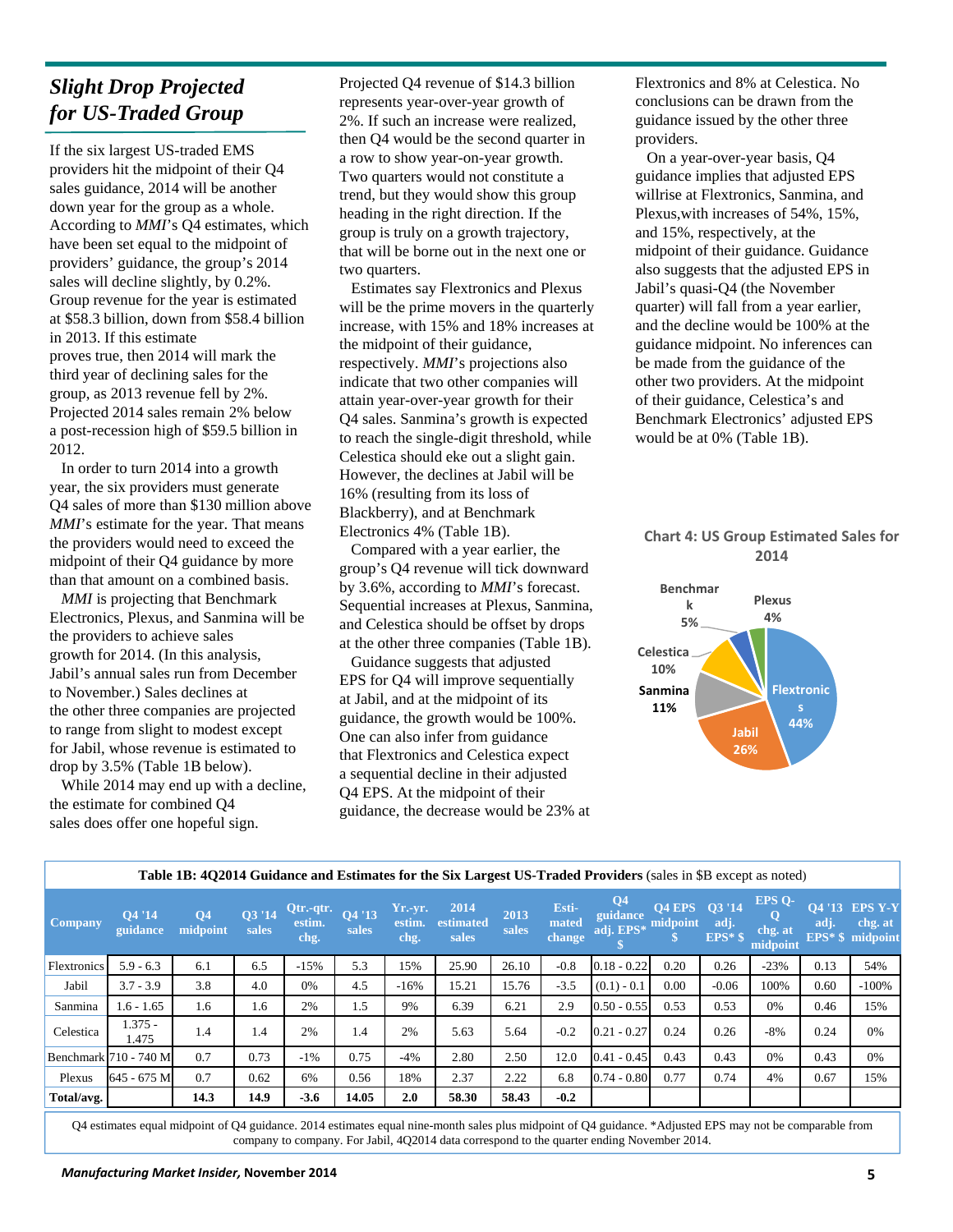## *Slight Drop Projected for US-Traded Group*

If the six largest US-traded EMS providers hit the midpoint of their Q4 sales guidance, 2014 will be another down year for the group as a whole. According to *MMI*'s Q4 estimates, which have been set equal to the midpoint of providers' guidance, the group's 2014 sales will decline slightly, by 0.2%. Group revenue for the year is estimated at $58.3 billion, down from $58.4 billion in 2013. If this estimate proves true, then 2014 will mark the third year of declining sales for the group, as 2013 revenue fell by 2%. Projected 2014 sales remain 2% below a post-recession high of $59.5 billion in 2012.

In order to turn 2014 into a growth year, the six providers must generate Q4 sales of more than $130 million above *MMI*'s estimate for the year. That means the providers would need to exceed the midpoint of their Q4 guidance by more than that amount on a combined basis.

*MMI* is projecting that Benchmark Electronics, Plexus, and Sanmina will be the providers to achieve sales growth for 2014. (In this analysis, Jabil's annual sales run from December to November.) Sales declines at the other three companies are projected to range from slight to modest except for Jabil, whose revenue is estimated to drop by 3.5% (Table 1B below).

While 2014 may end up with a decline, the estimate for combined Q4 sales does offer one hopeful sign. Projected Q4 revenue of $14.3 billion represents year-over-year growth of 2%. If such an increase were realized, then Q4 would be the second quarter in a row to show year-on-year growth. Two quarters would not constitute a trend, but they would show this group heading in the right direction. If the group is truly on a growth trajectory, that will be borne out in the next one or two quarters.

Estimates say Flextronics and Plexus will be the prime movers in the quarterly increase, with 15% and 18% increases at the midpoint of their guidance, respectively. *MMI*'s projections also indicate that two other companies will attain year-over-year growth for their Q4 sales. Sanmina's growth is expected to reach the single-digit threshold, while Celestica should eke out a slight gain. However, the declines at Jabil will be 16% (resulting from its loss of Blackberry), and at Benchmark Electronics 4% (Table 1B).

Compared with a year earlier, the group's Q4 revenue will tick downward by 3.6%, according to *MMI*'s forecast. Sequential increases at Plexus, Sanmina, and Celestica should be offset by drops at the other three companies (Table 1B).

Guidance suggests that adjusted EPS for Q4 will improve sequentially at Jabil, and at the midpoint of its guidance, the growth would be 100%. One can also infer from guidance that Flextronics and Celestica expect a sequential decline in their adjusted Q4 EPS. At the midpoint of their guidance, the decrease would be 23% at Flextronics and 8% at Celestica. No conclusions can be drawn from the guidance issued by the other three providers.

On a year-over-year basis, Q4 guidance implies that adjusted EPS willrise at Flextronics, Sanmina, and Plexus,with increases of 54%, 15%, and 15%, respectively, at the midpoint of their guidance. Guidance also suggests that the adjusted EPS in Jabil's quasi-Q4 (the November quarter) will fall from a year earlier, and the decline would be 100% at the guidance midpoint. No inferences can be made from the guidance of the other two providers. At the midpoint of their guidance, Celestica's and Benchmark Electronics' adjusted EPS would be at 0% (Table 1B).

**Chart 4: US Group Estimated Sales for 2014**

| Company | Share |
|---|---|
| Flextronics | 44% |
| Jabil | 26% |
| Sanmina | 11% |
| Celestica | 10% |
| Benchmark | 5% |
| Plexus | 4% |

**Table 1B: 4Q2014 Guidance and Estimates for the Six Largest US-Traded Providers** (sales in $B except as noted)

| Company | Q4 '14 guidance | Q4 midpoint | Q3 '14 sales | Qtr.-qtr. estim. chg. | Q4 '13 sales | Yr.-yr. estim. chg. | 2014 estimated sales | 2013 sales | Esti-mated change | Q4 guidance adj. EPS* $ | Q4 EPS midpoint $ | Q3 '14 adj. EPS* $ | EPS Q-Q chg. at midpoint | Q4 '13 adj. EPS* $ | EPS Y-Y chg. at midpoint |
|---|---|---|---|---|---|---|---|---|---|---|---|---|---|---|---|
| Flextronics | 5.9 - 6.3 | 6.1 | 6.5 | -15% | 5.3 | 15% | 25.90 | 26.10 | -0.8 | 0.18 - 0.22 | 0.20 | 0.26 | -23% | 0.13 | 54% |
| Jabil | 3.7 - 3.9 | 3.8 | 4.0 | 0% | 4.5 | -16% | 15.21 | 15.76 | -3.5 | (0.1) - 0.1 | 0.00 | -0.06 | 100% | 0.60 | -100% |
| Sanmina | 1.6 - 1.65 | 1.6 | 1.6 | 2% | 1.5 | 9% | 6.39 | 6.21 | 2.9 | 0.50 - 0.55 | 0.53 | 0.53 | 0% | 0.46 | 15% |
| Celestica | 1.375 - 1.475 | 1.4 | 1.4 | 2% | 1.4 | 2% | 5.63 | 5.64 | -0.2 | 0.21 - 0.27 | 0.24 | 0.26 | -8% | 0.24 | 0% |
| Benchmark | 710 - 740 M | 0.7 | 0.73 | -1% | 0.75 | -4% | 2.80 | 2.50 | 12.0 | 0.41 - 0.45 | 0.43 | 0.43 | 0% | 0.43 | 0% |
| Plexus | 645 - 675 M | 0.7 | 0.62 | 6% | 0.56 | 18% | 2.37 | 2.22 | 6.8 | 0.74 - 0.80 | 0.77 | 0.74 | 4% | 0.67 | 15% |
| **Total/avg.** | | **14.3** | **14.9** | **-3.6** | **14.05** | **2.0** | **58.30** | **58.43** | **-0.2** | | | | | | |

Q4 estimates equal midpoint of Q4 guidance. 2014 estimates equal nine-month sales plus midpoint of Q4 guidance. *Adjusted EPS may not be comparable from company to company. For Jabil, 4Q2014 data correspond to the quarter ending November 2014.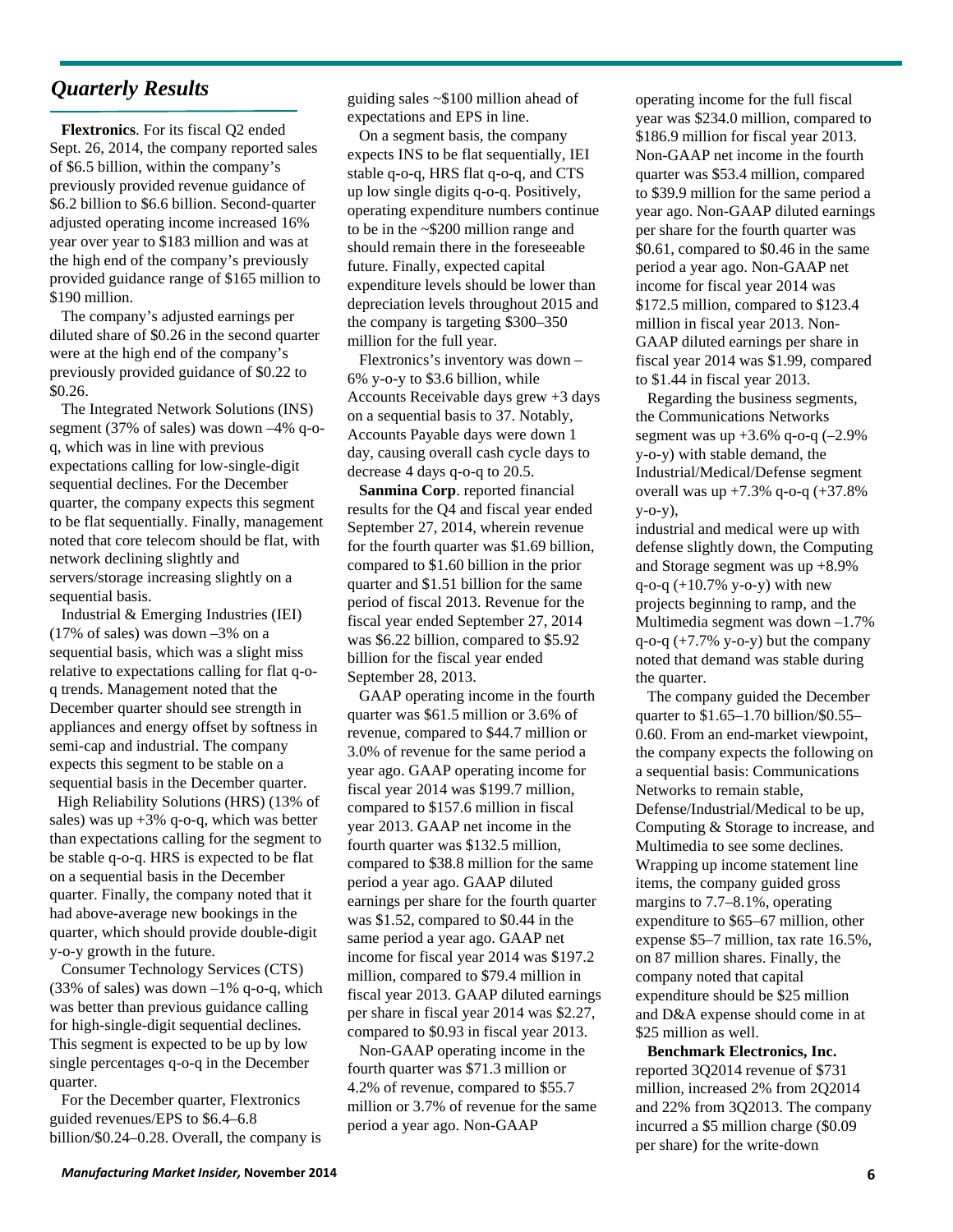## *Quarterly Results*

**Flextronics**. For its fiscal Q2 ended Sept. 26, 2014, the company reported sales of $6.5 billion, within the company's previously provided revenue guidance of $6.2 billion to $6.6 billion. Second-quarter adjusted operating income increased 16% year over year to $183 million and was at the high end of the company's previously provided guidance range of $165 million to $190 million.

The company's adjusted earnings per diluted share of $0.26 in the second quarter were at the high end of the company's previously provided guidance of $0.22 to $0.26.

The Integrated Network Solutions (INS) segment (37% of sales) was down –4% q-o-q, which was in line with previous expectations calling for low-single-digit sequential declines. For the December quarter, the company expects this segment to be flat sequentially. Finally, management noted that core telecom should be flat, with network declining slightly and servers/storage increasing slightly on a sequential basis.

Industrial & Emerging Industries (IEI) (17% of sales) was down –3% on a sequential basis, which was a slight miss relative to expectations calling for flat q-o-q trends. Management noted that the December quarter should see strength in appliances and energy offset by softness in semi-cap and industrial. The company expects this segment to be stable on a sequential basis in the December quarter.

High Reliability Solutions (HRS) (13% of sales) was up +3% q-o-q, which was better than expectations calling for the segment to be stable q-o-q. HRS is expected to be flat on a sequential basis in the December quarter. Finally, the company noted that it had above-average new bookings in the quarter, which should provide double-digit y-o-y growth in the future.

Consumer Technology Services (CTS) (33% of sales) was down –1% q-o-q, which was better than previous guidance calling for high-single-digit sequential declines. This segment is expected to be up by low single percentages q-o-q in the December quarter.

For the December quarter, Flextronics guided revenues/EPS to $6.4–6.8 billion/$0.24–0.28. Overall, the company is guiding sales ~$100 million ahead of expectations and EPS in line.

On a segment basis, the company expects INS to be flat sequentially, IEI stable q-o-q, HRS flat q-o-q, and CTS up low single digits q-o-q. Positively, operating expenditure numbers continue to be in the ~$200 million range and should remain there in the foreseeable future. Finally, expected capital expenditure levels should be lower than depreciation levels throughout 2015 and the company is targeting $300–350 million for the full year.

Flextronics's inventory was down –6% y-o-y to $3.6 billion, while Accounts Receivable days grew +3 days on a sequential basis to 37. Notably, Accounts Payable days were down 1 day, causing overall cash cycle days to decrease 4 days q-o-q to 20.5.

**Sanmina Corp**. reported financial results for the Q4 and fiscal year ended September 27, 2014, wherein revenue for the fourth quarter was $1.69 billion, compared to $1.60 billion in the prior quarter and $1.51 billion for the same period of fiscal 2013. Revenue for the fiscal year ended September 27, 2014 was $6.22 billion, compared to $5.92 billion for the fiscal year ended September 28, 2013.

GAAP operating income in the fourth quarter was $61.5 million or 3.6% of revenue, compared to $44.7 million or 3.0% of revenue for the same period a year ago. GAAP operating income for fiscal year 2014 was $199.7 million, compared to $157.6 million in fiscal year 2013. GAAP net income in the fourth quarter was $132.5 million, compared to $38.8 million for the same period a year ago. GAAP diluted earnings per share for the fourth quarter was $1.52, compared to $0.44 in the same period a year ago. GAAP net income for fiscal year 2014 was $197.2 million, compared to $79.4 million in fiscal year 2013. GAAP diluted earnings per share in fiscal year 2014 was $2.27, compared to $0.93 in fiscal year 2013.

Non-GAAP operating income in the fourth quarter was $71.3 million or 4.2% of revenue, compared to $55.7 million or 3.7% of revenue for the same period a year ago. Non-GAAP operating income for the full fiscal year was $234.0 million, compared to $186.9 million for fiscal year 2013. Non-GAAP net income in the fourth quarter was $53.4 million, compared to $39.9 million for the same period a year ago. Non-GAAP diluted earnings per share for the fourth quarter was $0.61, compared to $0.46 in the same period a year ago. Non-GAAP net income for fiscal year 2014 was $172.5 million, compared to $123.4 million in fiscal year 2013. Non-GAAP diluted earnings per share in fiscal year 2014 was $1.99, compared to $1.44 in fiscal year 2013.

Regarding the business segments, the Communications Networks segment was up +3.6% q-o-q (–2.9% y-o-y) with stable demand, the Industrial/Medical/Defense segment overall was up +7.3% q-o-q (+37.8% y-o-y),
industrial and medical were up with defense slightly down, the Computing and Storage segment was up +8.9% q-o-q (+10.7% y-o-y) with new projects beginning to ramp, and the Multimedia segment was down –1.7% q-o-q (+7.7% y-o-y) but the company noted that demand was stable during the quarter.

The company guided the December quarter to $1.65–1.70 billion/$0.55–0.60. From an end-market viewpoint, the company expects the following on a sequential basis: Communications Networks to remain stable, Defense/Industrial/Medical to be up, Computing & Storage to increase, and Multimedia to see some declines. Wrapping up income statement line items, the company guided gross margins to 7.7–8.1%, operating expenditure to $65–67 million, other expense $5–7 million, tax rate 16.5%, on 87 million shares. Finally, the company noted that capital expenditure should be $25 million and D&A expense should come in at $25 million as well.

**Benchmark Electronics, Inc.** reported 3Q2014 revenue of $731 million, increased 2% from 2Q2014 and 22% from 3Q2013. The company incurred a $5 million charge ($0.09 per share) for the write-down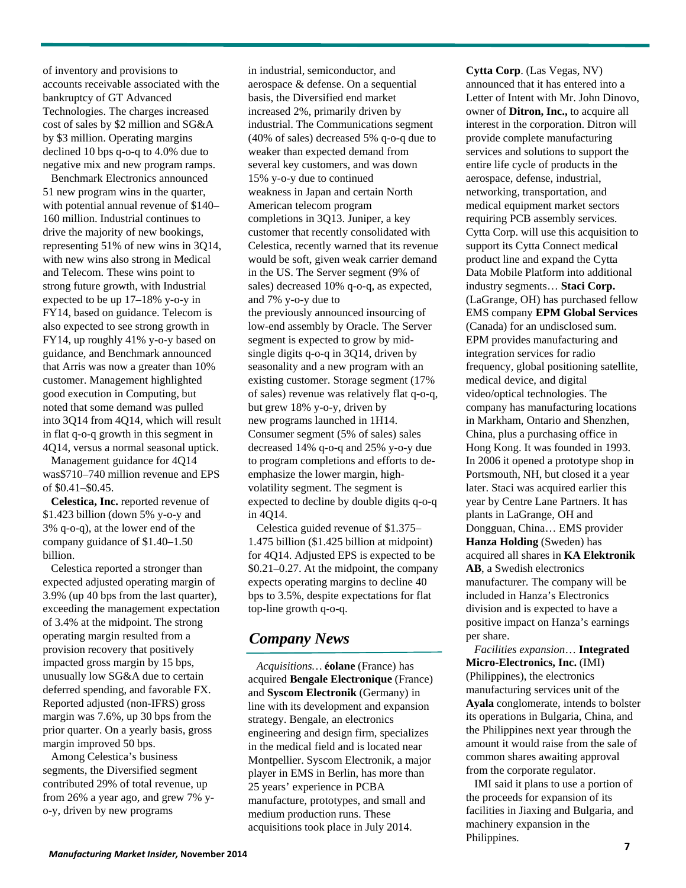of inventory and provisions to accounts receivable associated with the bankruptcy of GT Advanced Technologies. The charges increased cost of sales by $2 million and SG&A by $3 million. Operating margins declined 10 bps q-o-q to 4.0% due to negative mix and new program ramps.

Benchmark Electronics announced 51 new program wins in the quarter, with potential annual revenue of $140–160 million. Industrial continues to drive the majority of new bookings, representing 51% of new wins in 3Q14, with new wins also strong in Medical and Telecom. These wins point to strong future growth, with Industrial expected to be up 17–18% y-o-y in FY14, based on guidance. Telecom is also expected to see strong growth in FY14, up roughly 41% y-o-y based on guidance, and Benchmark announced that Arris was now a greater than 10% customer. Management highlighted good execution in Computing, but noted that some demand was pulled into 3Q14 from 4Q14, which will result in flat q-o-q growth in this segment in 4Q14, versus a normal seasonal uptick.

Management guidance for 4Q14 was$710–740 million revenue and EPS of $0.41–$0.45.

**Celestica, Inc.** reported revenue of $1.423 billion (down 5% y-o-y and 3% q-o-q), at the lower end of the company guidance of $1.40–1.50 billion.

Celestica reported a stronger than expected adjusted operating margin of 3.9% (up 40 bps from the last quarter), exceeding the management expectation of 3.4% at the midpoint. The strong operating margin resulted from a provision recovery that positively impacted gross margin by 15 bps, unusually low SG&A due to certain deferred spending, and favorable FX. Reported adjusted (non-IFRS) gross margin was 7.6%, up 30 bps from the prior quarter. On a yearly basis, gross margin improved 50 bps.

Among Celestica's business segments, the Diversified segment contributed 29% of total revenue, up from 26% a year ago, and grew 7% y-o-y, driven by new programs in industrial, semiconductor, and aerospace & defense. On a sequential basis, the Diversified end market increased 2%, primarily driven by industrial. The Communications segment (40% of sales) decreased 5% q-o-q due to weaker than expected demand from several key customers, and was down 15% y-o-y due to continued weakness in Japan and certain North American telecom program completions in 3Q13. Juniper, a key customer that recently consolidated with Celestica, recently warned that its revenue would be soft, given weak carrier demand in the US. The Server segment (9% of sales) decreased 10% q-o-q, as expected, and 7% y-o-y due to the previously announced insourcing of low-end assembly by Oracle. The Server segment is expected to grow by mid-single digits q-o-q in 3Q14, driven by seasonality and a new program with an existing customer. Storage segment (17% of sales) revenue was relatively flat q-o-q, but grew 18% y-o-y, driven by new programs launched in 1H14. Consumer segment (5% of sales) sales decreased 14% q-o-q and 25% y-o-y due to program completions and efforts to de-emphasize the lower margin, high-volatility segment. The segment is expected to decline by double digits q-o-q in 4Q14.

Celestica guided revenue of $1.375–1.475 billion ($1.425 billion at midpoint) for 4Q14. Adjusted EPS is expected to be $0.21–0.27. At the midpoint, the company expects operating margins to decline 40 bps to 3.5%, despite expectations for flat top-line growth q-o-q.

## *Company News*

*Acquisitions…* **éolane** (France) has acquired **Bengale Electronique** (France) and **Syscom Electronik** (Germany) in line with its development and expansion strategy. Bengale, an electronics engineering and design firm, specializes in the medical field and is located near Montpellier. Syscom Electronik, a major player in EMS in Berlin, has more than 25 years' experience in PCBA manufacture, prototypes, and small and medium production runs. These acquisitions took place in July 2014.

**Cytta Corp**. (Las Vegas, NV) announced that it has entered into a Letter of Intent with Mr. John Dinovo, owner of **Ditron, Inc.,** to acquire all interest in the corporation. Ditron will provide complete manufacturing services and solutions to support the entire life cycle of products in the aerospace, defense, industrial, networking, transportation, and medical equipment market sectors requiring PCB assembly services. Cytta Corp. will use this acquisition to support its Cytta Connect medical product line and expand the Cytta Data Mobile Platform into additional industry segments… **Staci Corp.** (LaGrange, OH) has purchased fellow EMS company **EPM Global Services** (Canada) for an undisclosed sum. EPM provides manufacturing and integration services for radio frequency, global positioning satellite, medical device, and digital video/optical technologies. The company has manufacturing locations in Markham, Ontario and Shenzhen, China, plus a purchasing office in Hong Kong. It was founded in 1993. In 2006 it opened a prototype shop in Portsmouth, NH, but closed it a year later. Staci was acquired earlier this year by Centre Lane Partners. It has plants in LaGrange, OH and Dongguan, China… EMS provider **Hanza Holding** (Sweden) has acquired all shares in **KA Elektronik AB**, a Swedish electronics manufacturer. The company will be included in Hanza's Electronics division and is expected to have a positive impact on Hanza's earnings per share.

*Facilities expansion…* **Integrated Micro-Electronics, Inc.** (IMI) (Philippines), the electronics manufacturing services unit of the **Ayala** conglomerate, intends to bolster its operations in Bulgaria, China, and the Philippines next year through the amount it would raise from the sale of common shares awaiting approval from the corporate regulator.

IMI said it plans to use a portion of the proceeds for expansion of its facilities in Jiaxing and Bulgaria, and machinery expansion in the Philippines.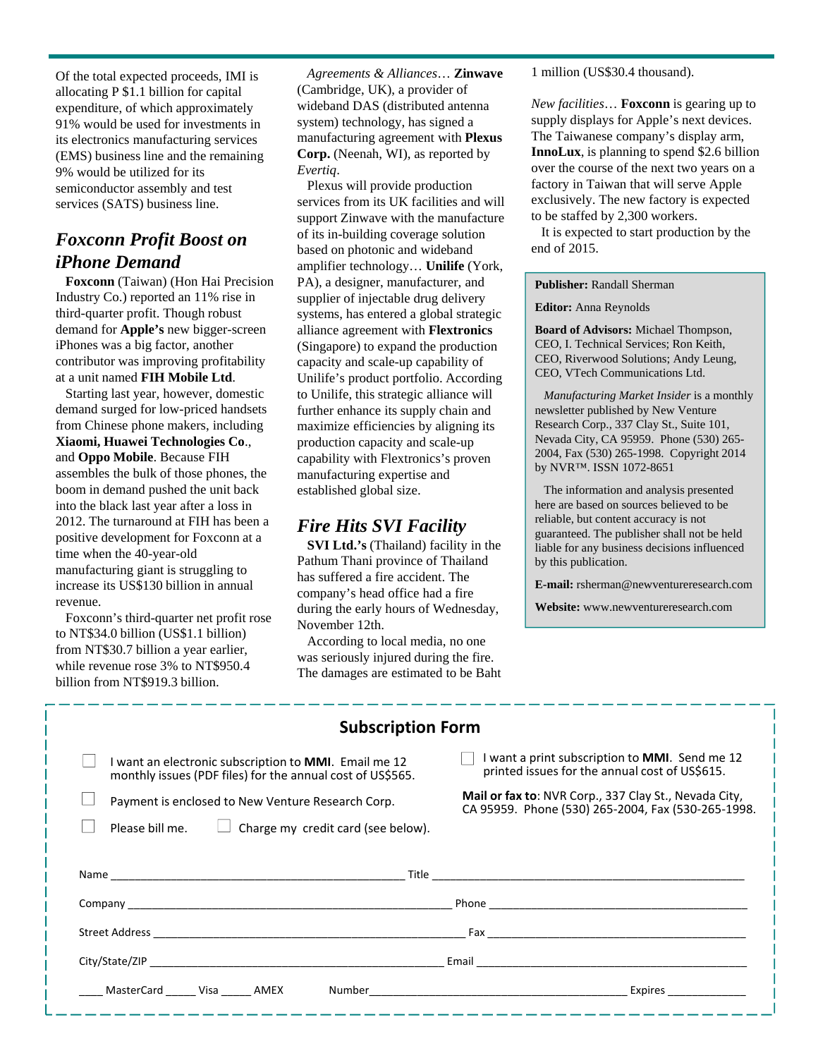Of the total expected proceeds, IMI is allocating P $1.1 billion for capital expenditure, of which approximately 91% would be used for investments in its electronics manufacturing services (EMS) business line and the remaining 9% would be utilized for its semiconductor assembly and test services (SATS) business line.

## *Foxconn Profit Boost on iPhone Demand*

**Foxconn** (Taiwan) (Hon Hai Precision Industry Co.) reported an 11% rise in third-quarter profit. Though robust demand for **Apple's** new bigger-screen iPhones was a big factor, another contributor was improving profitability at a unit named **FIH Mobile Ltd**.

Starting last year, however, domestic demand surged for low-priced handsets from Chinese phone makers, including **Xiaomi, Huawei Technologies Co**., and **Oppo Mobile**. Because FIH assembles the bulk of those phones, the boom in demand pushed the unit back into the black last year after a loss in 2012. The turnaround at FIH has been a positive development for Foxconn at a time when the 40-year-old manufacturing giant is struggling to increase its US$130 billion in annual revenue.

Foxconn's third-quarter net profit rose to NT$34.0 billion (US$1.1 billion) from NT$30.7 billion a year earlier, while revenue rose 3% to NT$950.4 billion from NT$919.3 billion.

*Agreements & Alliances*… **Zinwave** (Cambridge, UK), a provider of wideband DAS (distributed antenna system) technology, has signed a manufacturing agreement with **Plexus Corp.** (Neenah, WI), as reported by *Evertiq*.

Plexus will provide production services from its UK facilities and will support Zinwave with the manufacture of its in-building coverage solution based on photonic and wideband amplifier technology… **Unilife** (York, PA), a designer, manufacturer, and supplier of injectable drug delivery systems, has entered a global strategic alliance agreement with **Flextronics** (Singapore) to expand the production capacity and scale-up capability of Unilife's product portfolio. According to Unilife, this strategic alliance will further enhance its supply chain and maximize efficiencies by aligning its production capacity and scale-up capability with Flextronics's proven manufacturing expertise and established global size.

## *Fire Hits SVI Facility*

**SVI Ltd.'s** (Thailand) facility in the Pathum Thani province of Thailand has suffered a fire accident. The company's head office had a fire during the early hours of Wednesday, November 12th.

According to local media, no one was seriously injured during the fire. The damages are estimated to be Baht 1 million (US$30.4 thousand).

*New facilities*… **Foxconn** is gearing up to supply displays for Apple's next devices. The Taiwanese company's display arm, **InnoLux**, is planning to spend $2.6 billion over the course of the next two years on a factory in Taiwan that will serve Apple exclusively. The new factory is expected to be staffed by 2,300 workers.

It is expected to start production by the end of 2015.

**Publisher:** Randall Sherman

**Editor:** Anna Reynolds

**Board of Advisors:** Michael Thompson, CEO, I. Technical Services; Ron Keith, CEO, Riverwood Solutions; Andy Leung, CEO, VTech Communications Ltd.

*Manufacturing Market Insider* is a monthly newsletter published by New Venture Research Corp., 337 Clay St., Suite 101, Nevada City, CA 95959. Phone (530) 265-2004, Fax (530) 265-1998. Copyright 2014 by NVR™. ISSN 1072-8651

The information and analysis presented here are based on sources believed to be reliable, but content accuracy is not guaranteed. The publisher shall not be held liable for any business decisions influenced by this publication.

**E-mail:** rsherman@newventureresearch.com

**Website:** www.newventureresearch.com

## Subscription Form

☐ I want an electronic subscription to **MMI**. Email me 12 monthly issues (PDF files) for the annual cost of US$565.

☐ Payment is enclosed to New Venture Research Corp.

☐ Please bill me. ☐ Charge my credit card (see below).

☐ I want a print subscription to **MMI**. Send me 12 printed issues for the annual cost of US$615.

**Mail or fax to**: NVR Corp., 337 Clay St., Nevada City, CA 95959. Phone (530) 265-2004, Fax (530-265-1998.

Name ______________________ Title ______________________

Company ______________________ Phone ______________________

Street Address ______________________ Fax ______________________

City/State/ZIP ______________________ Email ______________________

____ MasterCard _____ Visa _____ AMEX Number______________________ Expires ____________